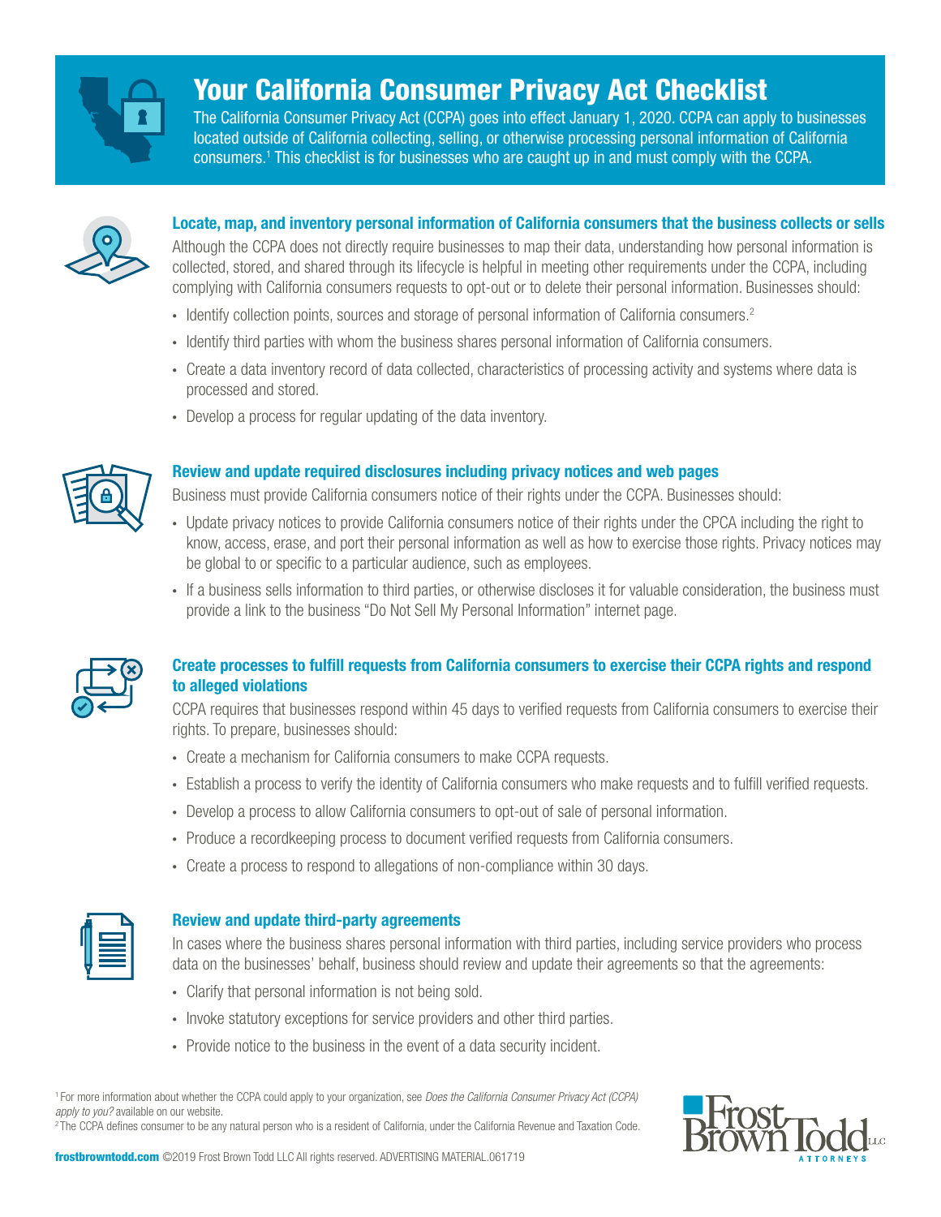# Your California Consumer Privacy Act Checklist

The California Consumer Privacy Act (CCPA) goes into effect January 1, 2020. CCPA can apply to businesses located outside of California collecting, selling, or otherwise processing personal information of California consumers.[1] This checklist is for businesses who are caught up in and must comply with the CCPA.

## Locate, map, and inventory personal information of California consumers that the business collects or sells

Although the CCPA does not directly require businesses to map their data, understanding how personal information is collected, stored, and shared through its lifecycle is helpful in meeting other requirements under the CCPA, including complying with California consumers requests to opt-out or to delete their personal information. Businesses should:

- Identify collection points, sources and storage of personal information of California consumers.[2]
- Identify third parties with whom the business shares personal information of California consumers.
- Create a data inventory record of data collected, characteristics of processing activity and systems where data is processed and stored.
- Develop a process for regular updating of the data inventory.

## Review and update required disclosures including privacy notices and web pages

Business must provide California consumers notice of their rights under the CCPA. Businesses should:

- Update privacy notices to provide California consumers notice of their rights under the CPCA including the right to know, access, erase, and port their personal information as well as how to exercise those rights. Privacy notices may be global to or specific to a particular audience, such as employees.
- If a business sells information to third parties, or otherwise discloses it for valuable consideration, the business must provide a link to the business "Do Not Sell My Personal Information" internet page.

## Create processes to fulfill requests from California consumers to exercise their CCPA rights and respond to alleged violations

CCPA requires that businesses respond within 45 days to verified requests from California consumers to exercise their rights. To prepare, businesses should:

- Create a mechanism for California consumers to make CCPA requests.
- Establish a process to verify the identity of California consumers who make requests and to fulfill verified requests.
- Develop a process to allow California consumers to opt-out of sale of personal information.
- Produce a recordkeeping process to document verified requests from California consumers.
- Create a process to respond to allegations of non-compliance within 30 days.

## Review and update third-party agreements

In cases where the business shares personal information with third parties, including service providers who process data on the businesses' behalf, business should review and update their agreements so that the agreements:

- Clarify that personal information is not being sold.
- Invoke statutory exceptions for service providers and other third parties.
- Provide notice to the business in the event of a data security incident.

[1] For more information about whether the CCPA could apply to your organization, see *Does the California Consumer Privacy Act (CCPA) apply to you?* available on our website.

[2] The CCPA defines consumer to be any natural person who is a resident of California, under the California Revenue and Taxation Code.

**frostbrowntodd.com** ©2019 Frost Brown Todd LLC All rights reserved. ADVERTISING MATERIAL.061719

Frost Brown Todd LLC ATTORNEYS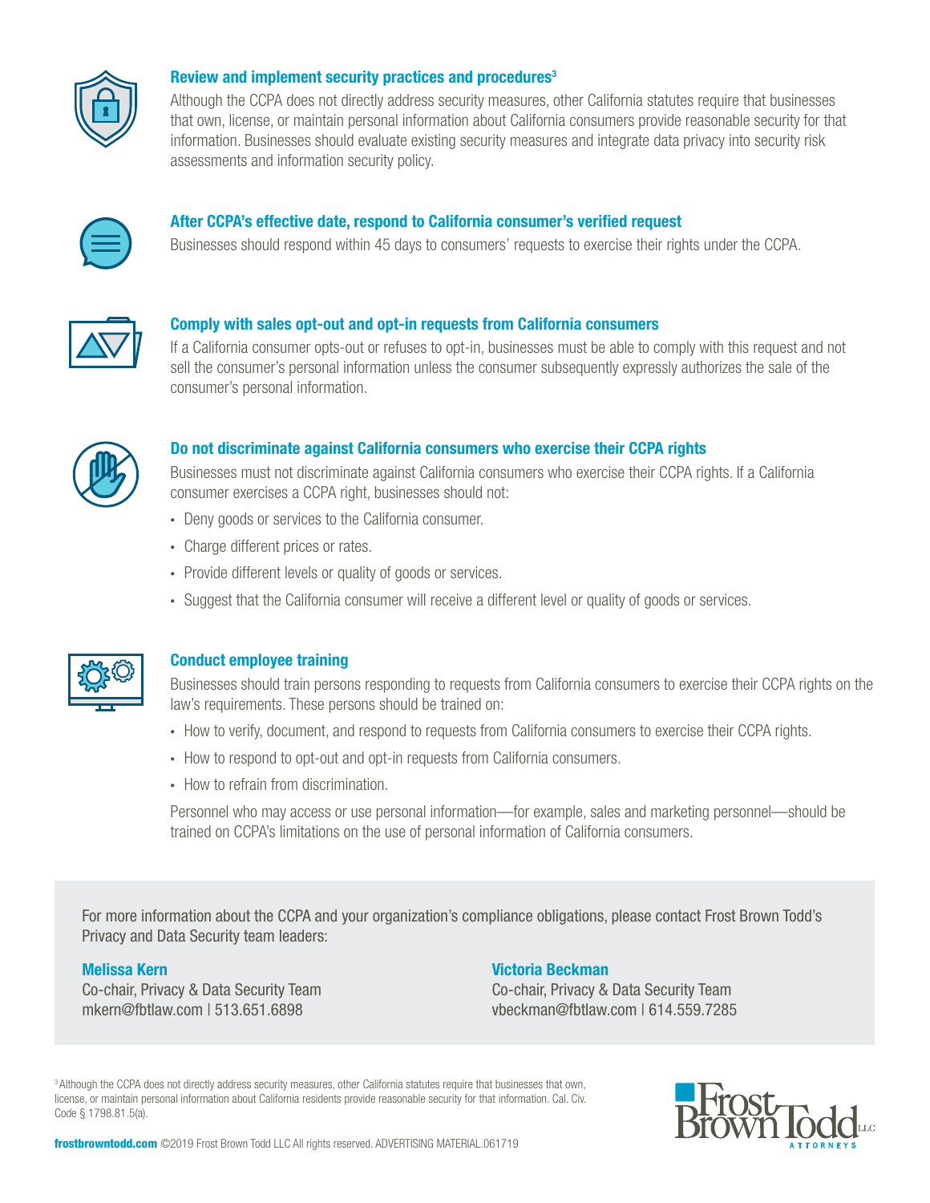### Review and implement security practices and procedures[3]

Although the CCPA does not directly address security measures, other California statutes require that businesses that own, license, or maintain personal information about California consumers provide reasonable security for that information. Businesses should evaluate existing security measures and integrate data privacy into security risk assessments and information security policy.

### After CCPA's effective date, respond to California consumer's verified request

Businesses should respond within 45 days to consumers' requests to exercise their rights under the CCPA.

### Comply with sales opt-out and opt-in requests from California consumers

If a California consumer opts-out or refuses to opt-in, businesses must be able to comply with this request and not sell the consumer's personal information unless the consumer subsequently expressly authorizes the sale of the consumer's personal information.

### Do not discriminate against California consumers who exercise their CCPA rights

Businesses must not discriminate against California consumers who exercise their CCPA rights. If a California consumer exercises a CCPA right, businesses should not:

- Deny goods or services to the California consumer.
- Charge different prices or rates.
- Provide different levels or quality of goods or services.
- Suggest that the California consumer will receive a different level or quality of goods or services.

### Conduct employee training

Businesses should train persons responding to requests from California consumers to exercise their CCPA rights on the law's requirements. These persons should be trained on:

- How to verify, document, and respond to requests from California consumers to exercise their CCPA rights.
- How to respond to opt-out and opt-in requests from California consumers.
- How to refrain from discrimination.

Personnel who may access or use personal information—for example, sales and marketing personnel—should be trained on CCPA's limitations on the use of personal information of California consumers.

For more information about the CCPA and your organization's compliance obligations, please contact Frost Brown Todd's Privacy and Data Security team leaders:

**Melissa Kern**
Co-chair, Privacy & Data Security Team
mkern@fbtlaw.com | 513.651.6898

**Victoria Beckman**
Co-chair, Privacy & Data Security Team
vbeckman@fbtlaw.com | 614.559.7285

[3] Although the CCPA does not directly address security measures, other California statutes require that businesses that own, license, or maintain personal information about California residents provide reasonable security for that information. Cal. Civ. Code § 1798.81.5(a).

Frost Brown Todd LLC ATTORNEYS

**frostbrowntodd.com** ©2019 Frost Brown Todd LLC All rights reserved. ADVERTISING MATERIAL.061719